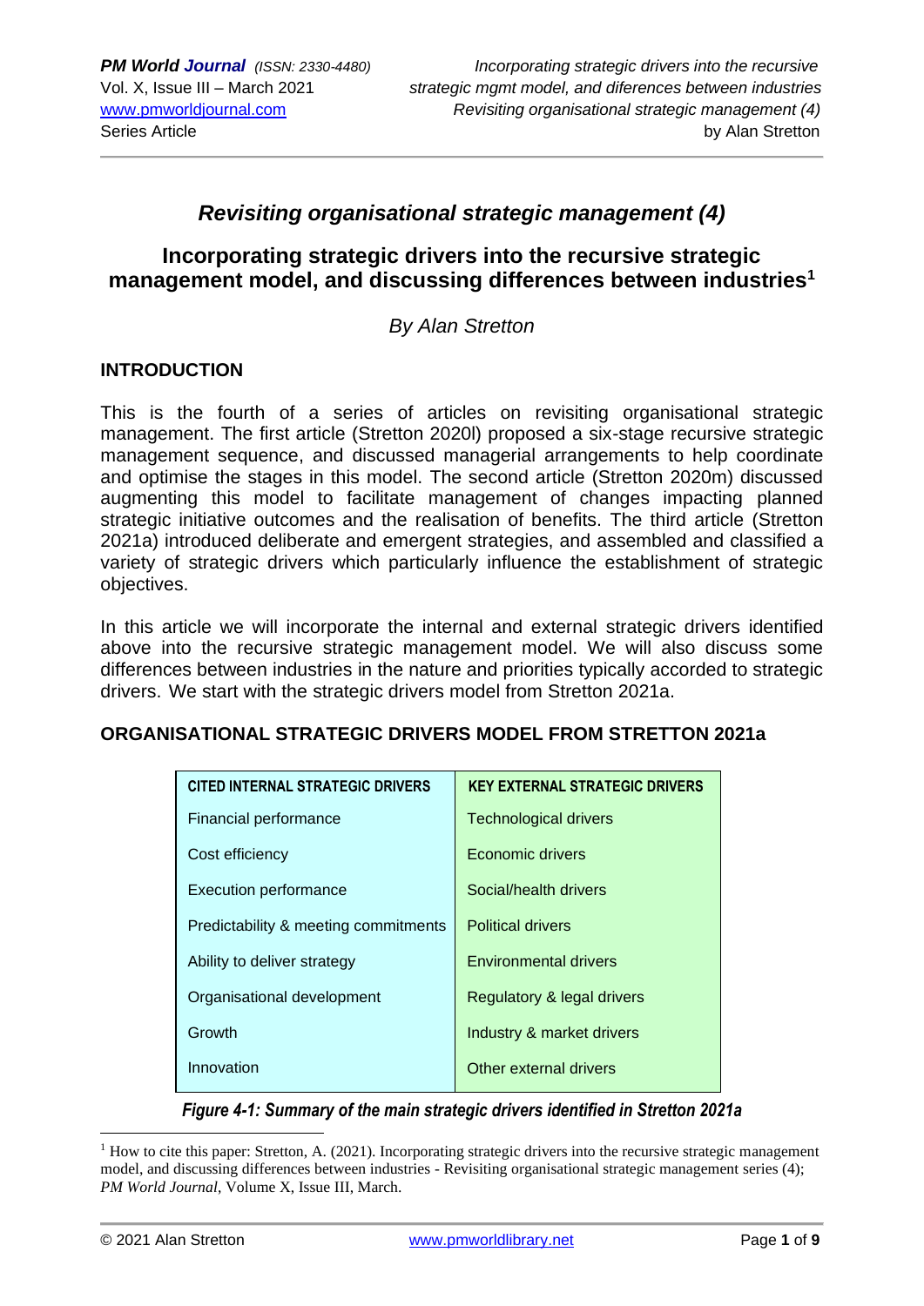# Revisiting organisational strategic management (4)

## Incorporating strategic drivers into the recursive strategic management model, and discussing differences between industries[1]

*By Alan Stretton*

### INTRODUCTION

This is the fourth of a series of articles on revisiting organisational strategic management. The first article (Stretton 2020l) proposed a six-stage recursive strategic management sequence, and discussed managerial arrangements to help coordinate and optimise the stages in this model. The second article (Stretton 2020m) discussed augmenting this model to facilitate management of changes impacting planned strategic initiative outcomes and the realisation of benefits. The third article (Stretton 2021a) introduced deliberate and emergent strategies, and assembled and classified a variety of strategic drivers which particularly influence the establishment of strategic objectives.

In this article we will incorporate the internal and external strategic drivers identified above into the recursive strategic management model. We will also discuss some differences between industries in the nature and priorities typically accorded to strategic drivers. We start with the strategic drivers model from Stretton 2021a.

### ORGANISATIONAL STRATEGIC DRIVERS MODEL FROM STRETTON 2021a

| CITED INTERNAL STRATEGIC DRIVERS | KEY EXTERNAL STRATEGIC DRIVERS |
|---|---|
| Financial performance | Technological drivers |
| Cost efficiency | Economic drivers |
| Execution performance | Social/health drivers |
| Predictability & meeting commitments | Political drivers |
| Ability to deliver strategy | Environmental drivers |
| Organisational development | Regulatory & legal drivers |
| Growth | Industry & market drivers |
| Innovation | Other external drivers |

*Figure 4-1: Summary of the main strategic drivers identified in Stretton 2021a*

[1] How to cite this paper: Stretton, A. (2021). Incorporating strategic drivers into the recursive strategic management model, and discussing differences between industries - Revisiting organisational strategic management series (4); *PM World Journal*, Volume X, Issue III, March.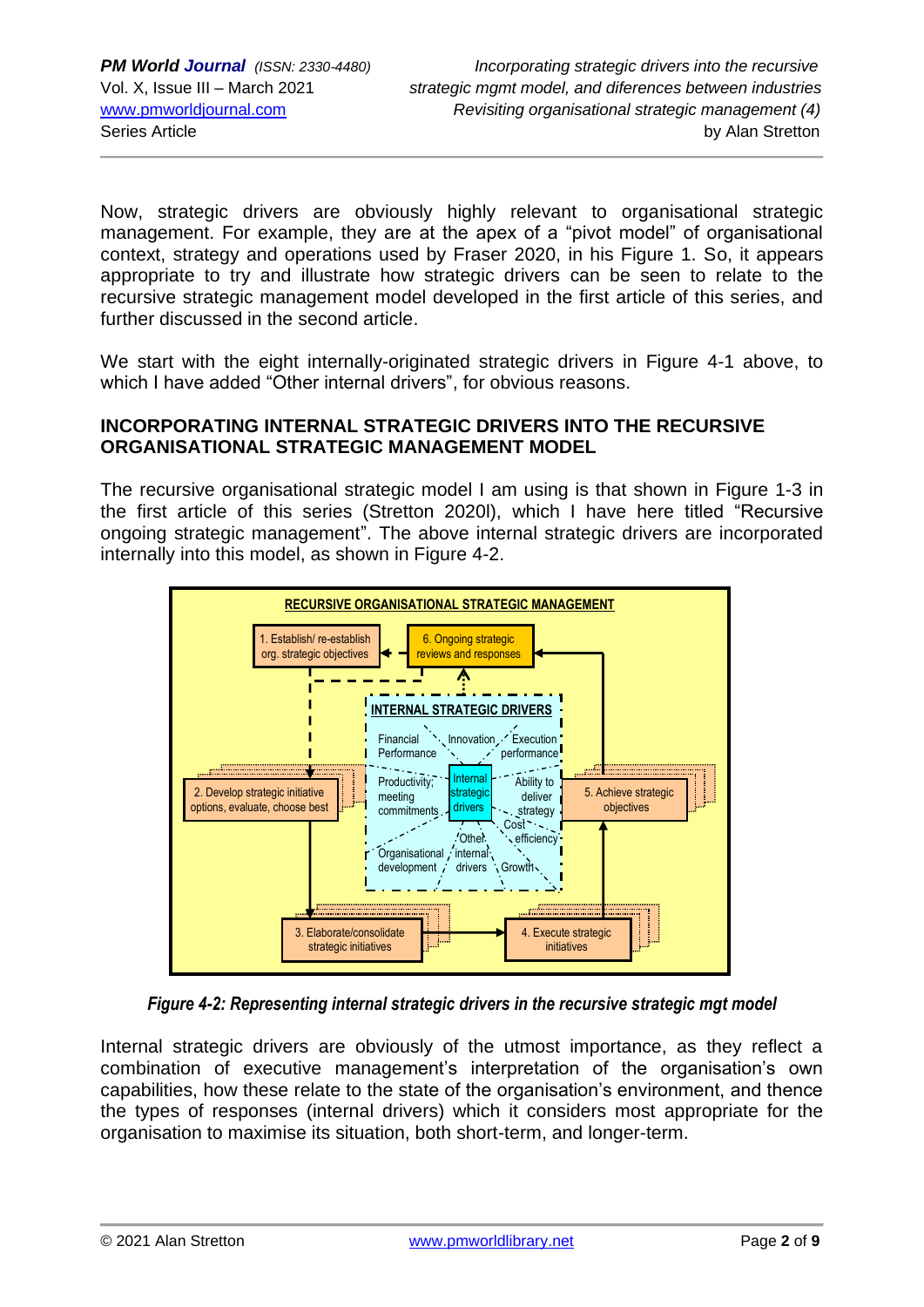Now, strategic drivers are obviously highly relevant to organisational strategic management. For example, they are at the apex of a "pivot model" of organisational context, strategy and operations used by Fraser 2020, in his Figure 1. So, it appears appropriate to try and illustrate how strategic drivers can be seen to relate to the recursive strategic management model developed in the first article of this series, and further discussed in the second article.

We start with the eight internally-originated strategic drivers in Figure 4-1 above, to which I have added "Other internal drivers", for obvious reasons.

## INCORPORATING INTERNAL STRATEGIC DRIVERS INTO THE RECURSIVE ORGANISATIONAL STRATEGIC MANAGEMENT MODEL

The recursive organisational strategic model I am using is that shown in Figure 1-3 in the first article of this series (Stretton 2020l), which I have here titled "Recursive ongoing strategic management". The above internal strategic drivers are incorporated internally into this model, as shown in Figure 4-2.

RECURSIVE ORGANISATIONAL STRATEGIC MANAGEMENT

1. Establish/ re-establish org. strategic objectives
6. Ongoing strategic reviews and responses
2. Develop strategic initiative options, evaluate, choose best
3. Elaborate/consolidate strategic initiatives
4. Execute strategic initiatives
5. Achieve strategic objectives

INTERNAL STRATEGIC DRIVERS: Internal strategic drivers — Financial Performance; Innovation; Execution performance; Productivity, meeting commitments; Ability to deliver strategy; Cost efficiency; Organisational development; Other internal drivers; Growth

*Figure 4-2: Representing internal strategic drivers in the recursive strategic mgt model*

Internal strategic drivers are obviously of the utmost importance, as they reflect a combination of executive management's interpretation of the organisation's own capabilities, how these relate to the state of the organisation's environment, and thence the types of responses (internal drivers) which it considers most appropriate for the organisation to maximise its situation, both short-term, and longer-term.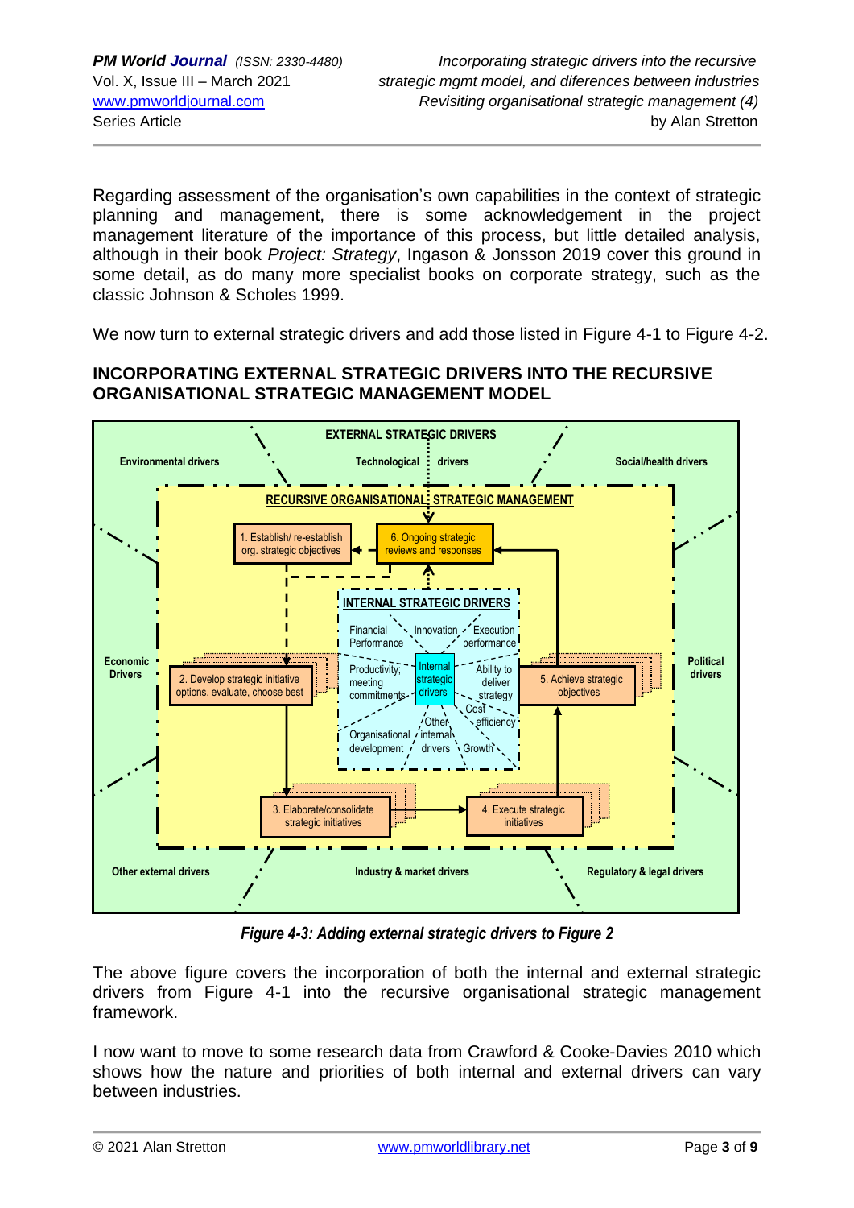Regarding assessment of the organisation's own capabilities in the context of strategic planning and management, there is some acknowledgement in the project management literature of the importance of this process, but little detailed analysis, although in their book *Project: Strategy*, Ingason & Jonsson 2019 cover this ground in some detail, as do many more specialist books on corporate strategy, such as the classic Johnson & Scholes 1999.

We now turn to external strategic drivers and add those listed in Figure 4-1 to Figure 4-2.

## INCORPORATING EXTERNAL STRATEGIC DRIVERS INTO THE RECURSIVE ORGANISATIONAL STRATEGIC MANAGEMENT MODEL

EXTERNAL STRATEGIC DRIVERS

Environmental drivers | Technological drivers | Social/health drivers | Economic Drivers | Political drivers | Other external drivers | Industry & market drivers | Regulatory & legal drivers

RECURSIVE ORGANISATIONAL STRATEGIC MANAGEMENT

1. Establish/ re-establish org. strategic objectives
2. Develop strategic initiative options, evaluate, choose best
3. Elaborate/consolidate strategic initiatives
4. Execute strategic initiatives
5. Achieve strategic objectives
6. Ongoing strategic reviews and responses

INTERNAL STRATEGIC DRIVERS

Internal strategic drivers: Financial Performance | Innovation | Execution performance | Productivity; meeting commitments | Ability to deliver strategy | Cost efficiency | Organisational development | Other internal drivers | Growth

*Figure 4-3: Adding external strategic drivers to Figure 2*

The above figure covers the incorporation of both the internal and external strategic drivers from Figure 4-1 into the recursive organisational strategic management framework.

I now want to move to some research data from Crawford & Cooke-Davies 2010 which shows how the nature and priorities of both internal and external drivers can vary between industries.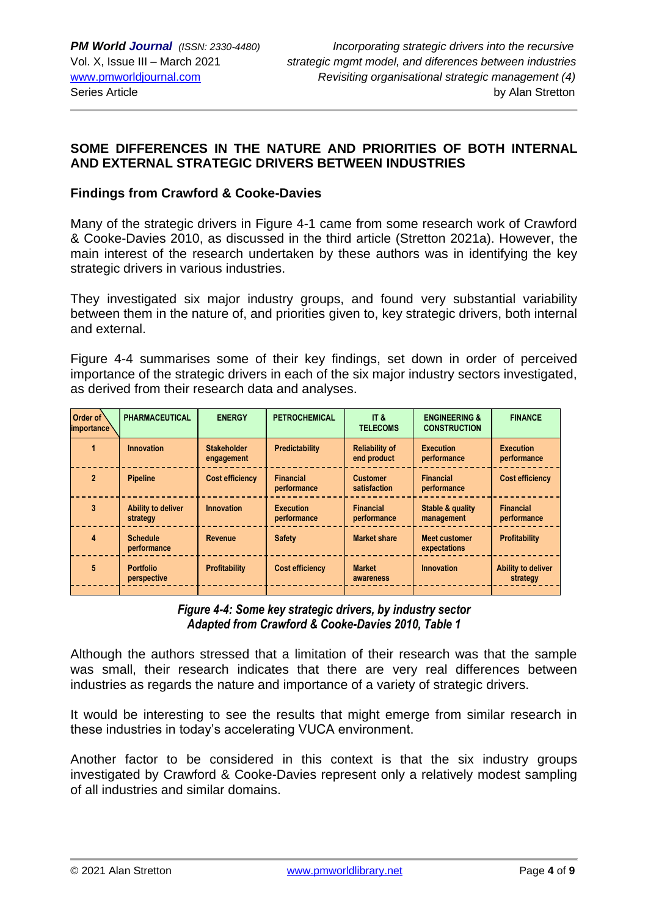## SOME DIFFERENCES IN THE NATURE AND PRIORITIES OF BOTH INTERNAL AND EXTERNAL STRATEGIC DRIVERS BETWEEN INDUSTRIES

### Findings from Crawford & Cooke-Davies

Many of the strategic drivers in Figure 4-1 came from some research work of Crawford & Cooke-Davies 2010, as discussed in the third article (Stretton 2021a). However, the main interest of the research undertaken by these authors was in identifying the key strategic drivers in various industries.

They investigated six major industry groups, and found very substantial variability between them in the nature of, and priorities given to, key strategic drivers, both internal and external.

Figure 4-4 summarises some of their key findings, set down in order of perceived importance of the strategic drivers in each of the six major industry sectors investigated, as derived from their research data and analyses.

| Order of importance | PHARMACEUTICAL | ENERGY | PETROCHEMICAL | IT & TELECOMS | ENGINEERING & CONSTRUCTION | FINANCE |
|---|---|---|---|---|---|---|
| 1 | Innovation | Stakeholder engagement | Predictability | Reliability of end product | Execution performance | Execution performance |
| 2 | Pipeline | Cost efficiency | Financial performance | Customer satisfaction | Financial performance | Cost efficiency |
| 3 | Ability to deliver strategy | Innovation | Execution performance | Financial performance | Stable & quality management | Financial performance |
| 4 | Schedule performance | Revenue | Safety | Market share | Meet customer expectations | Profitability |
| 5 | Portfolio perspective | Profitability | Cost efficiency | Market awareness | Innovation | Ability to deliver strategy |

*Figure 4-4: Some key strategic drivers, by industry sector*
*Adapted from Crawford & Cooke-Davies 2010, Table 1*

Although the authors stressed that a limitation of their research was that the sample was small, their research indicates that there are very real differences between industries as regards the nature and importance of a variety of strategic drivers.

It would be interesting to see the results that might emerge from similar research in these industries in today's accelerating VUCA environment.

Another factor to be considered in this context is that the six industry groups investigated by Crawford & Cooke-Davies represent only a relatively modest sampling of all industries and similar domains.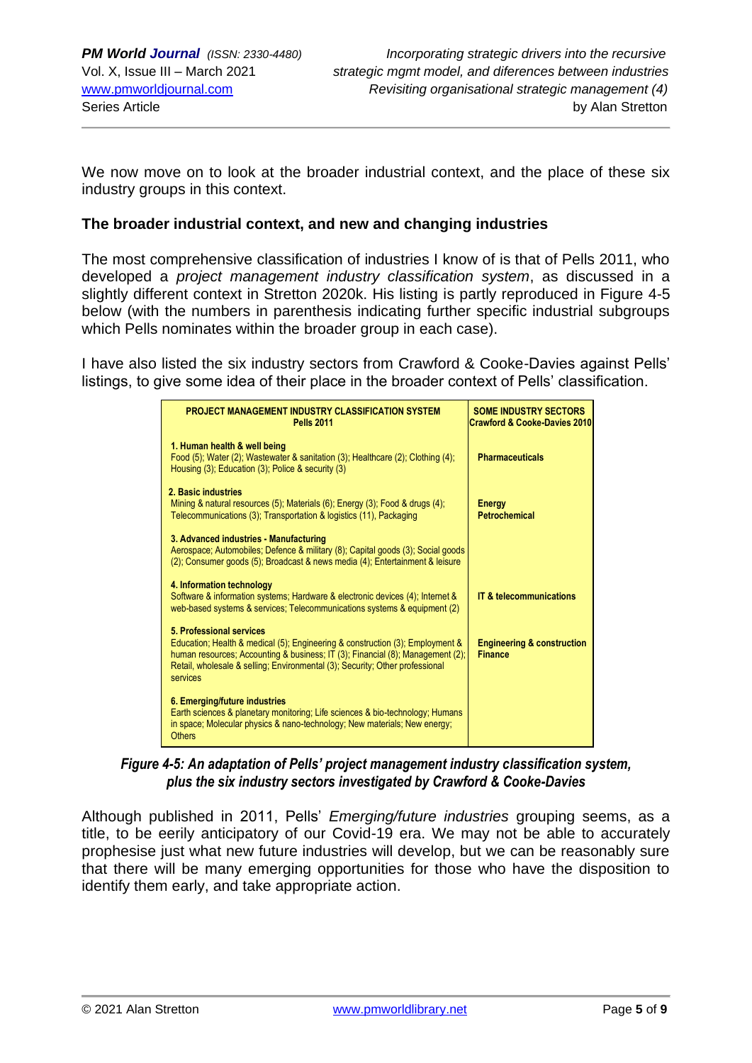We now move on to look at the broader industrial context, and the place of these six industry groups in this context.

**The broader industrial context, and new and changing industries**

The most comprehensive classification of industries I know of is that of Pells 2011, who developed a *project management industry classification system*, as discussed in a slightly different context in Stretton 2020k. His listing is partly reproduced in Figure 4-5 below (with the numbers in parenthesis indicating further specific industrial subgroups which Pells nominates within the broader group in each case).

I have also listed the six industry sectors from Crawford & Cooke-Davies against Pells' listings, to give some idea of their place in the broader context of Pells' classification.

| **PROJECT MANAGEMENT INDUSTRY CLASSIFICATION SYSTEM Pells 2011** | **SOME INDUSTRY SECTORS Crawford & Cooke-Davies 2010** |
|---|---|
| **1. Human health & well being** Food (5); Water (2); Wastewater & sanitation (3); Healthcare (2); Clothing (4); Housing (3); Education (3); Police & security (3) | **Pharmaceuticals** |
| **2. Basic industries** Mining & natural resources (5); Materials (6); Energy (3); Food & drugs (4); Telecommunications (3); Transportation & logistics (11), Packaging | **Energy** **Petrochemical** |
| **3. Advanced industries - Manufacturing** Aerospace; Automobiles; Defence & military (8); Capital goods (3); Social goods (2); Consumer goods (5); Broadcast & news media (4); Entertainment & leisure | |
| **4. Information technology** Software & information systems; Hardware & electronic devices (4); Internet & web-based systems & services; Telecommunications systems & equipment (2) | **IT & telecommunications** |
| **5. Professional services** Education; Health & medical (5); Engineering & construction (3); Employment & human resources; Accounting & business; IT (3); Financial (8); Management (2); Retail, wholesale & selling; Environmental (3); Security; Other professional services | **Engineering & construction** **Finance** |
| **6. Emerging/future industries** Earth sciences & planetary monitoring; Life sciences & bio-technology; Humans in space; Molecular physics & nano-technology; New materials; New energy; Others | |

***Figure 4-5: An adaptation of Pells' project management industry classification system, plus the six industry sectors investigated by Crawford & Cooke-Davies***

Although published in 2011, Pells' *Emerging/future industries* grouping seems, as a title, to be eerily anticipatory of our Covid-19 era. We may not be able to accurately prophesise just what new future industries will develop, but we can be reasonably sure that there will be many emerging opportunities for those who have the disposition to identify them early, and take appropriate action.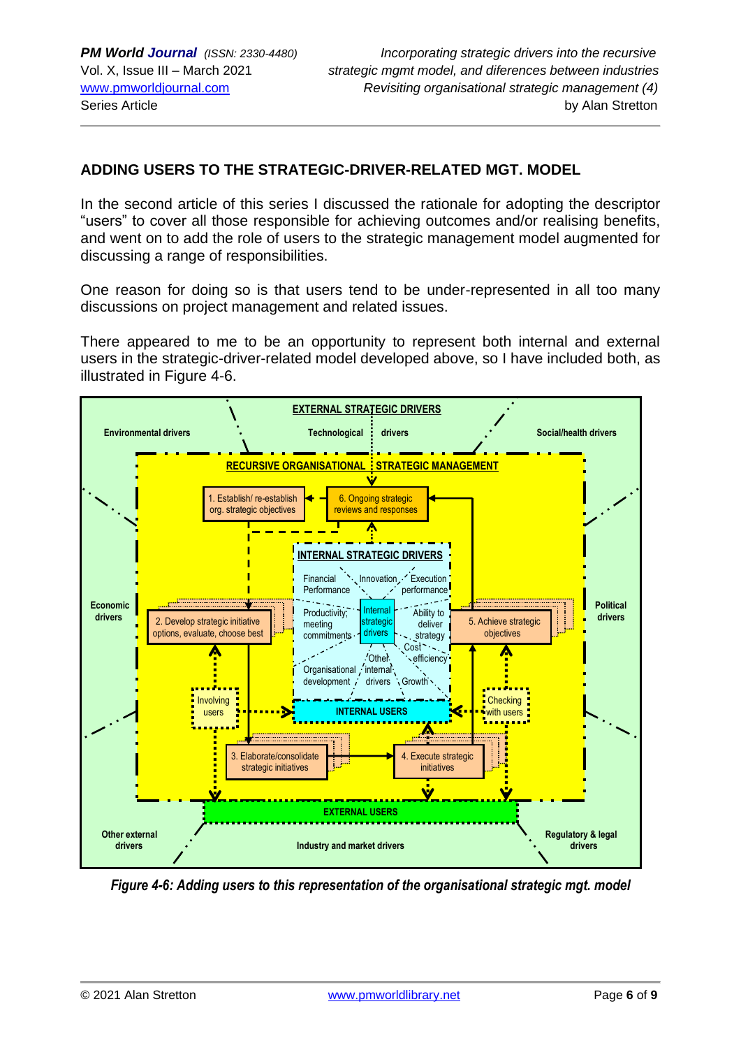## ADDING USERS TO THE STRATEGIC-DRIVER-RELATED MGT. MODEL

In the second article of this series I discussed the rationale for adopting the descriptor "users" to cover all those responsible for achieving outcomes and/or realising benefits, and went on to add the role of users to the strategic management model augmented for discussing a range of responsibilities.

One reason for doing so is that users tend to be under-represented in all too many discussions on project management and related issues.

There appeared to me to be an opportunity to represent both internal and external users in the strategic-driver-related model developed above, so I have included both, as illustrated in Figure 4-6.

***Figure 4-6: Adding users to this representation of the organisational strategic mgt. model***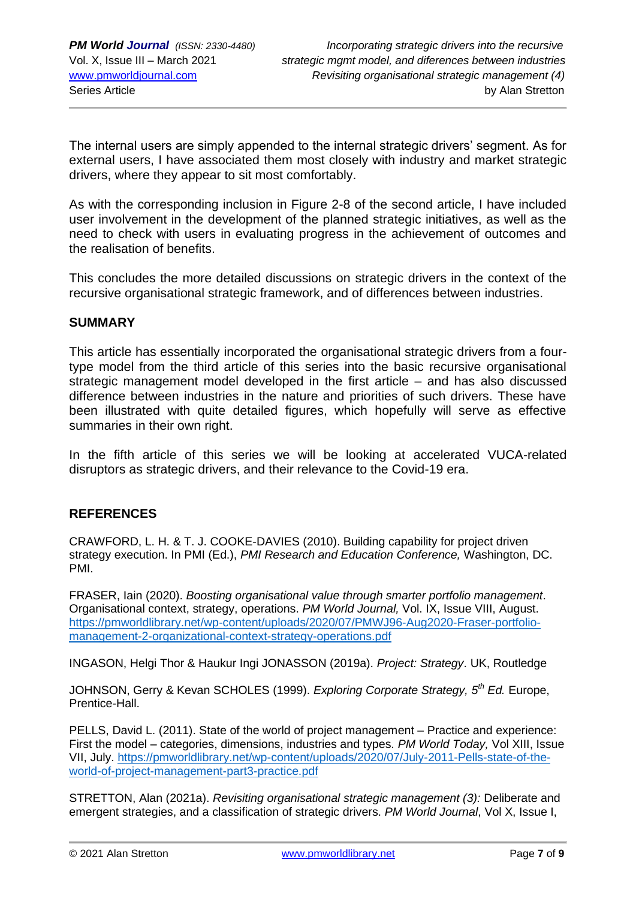The internal users are simply appended to the internal strategic drivers' segment. As for external users, I have associated them most closely with industry and market strategic drivers, where they appear to sit most comfortably.

As with the corresponding inclusion in Figure 2-8 of the second article, I have included user involvement in the development of the planned strategic initiatives, as well as the need to check with users in evaluating progress in the achievement of outcomes and the realisation of benefits.

This concludes the more detailed discussions on strategic drivers in the context of the recursive organisational strategic framework, and of differences between industries.

## SUMMARY

This article has essentially incorporated the organisational strategic drivers from a four-type model from the third article of this series into the basic recursive organisational strategic management model developed in the first article – and has also discussed difference between industries in the nature and priorities of such drivers. These have been illustrated with quite detailed figures, which hopefully will serve as effective summaries in their own right.

In the fifth article of this series we will be looking at accelerated VUCA-related disruptors as strategic drivers, and their relevance to the Covid-19 era.

## REFERENCES

CRAWFORD, L. H. & T. J. COOKE-DAVIES (2010). Building capability for project driven strategy execution. In PMI (Ed.), *PMI Research and Education Conference,* Washington, DC. PMI.

FRASER, Iain (2020). *Boosting organisational value through smarter portfolio management*. Organisational context, strategy, operations. *PM World Journal,* Vol. IX, Issue VIII, August. https://pmworldlibrary.net/wp-content/uploads/2020/07/PMWJ96-Aug2020-Fraser-portfolio-management-2-organizational-context-strategy-operations.pdf

INGASON, Helgi Thor & Haukur Ingi JONASSON (2019a). *Project: Strategy*. UK, Routledge

JOHNSON, Gerry & Kevan SCHOLES (1999). *Exploring Corporate Strategy, 5th Ed.* Europe, Prentice-Hall.

PELLS, David L. (2011). State of the world of project management – Practice and experience: First the model – categories, dimensions, industries and types. *PM World Today,* Vol XIII, Issue VII, July. https://pmworldlibrary.net/wp-content/uploads/2020/07/July-2011-Pells-state-of-the-world-of-project-management-part3-practice.pdf

STRETTON, Alan (2021a). *Revisiting organisational strategic management (3):* Deliberate and emergent strategies, and a classification of strategic drivers. *PM World Journal*, Vol X, Issue I,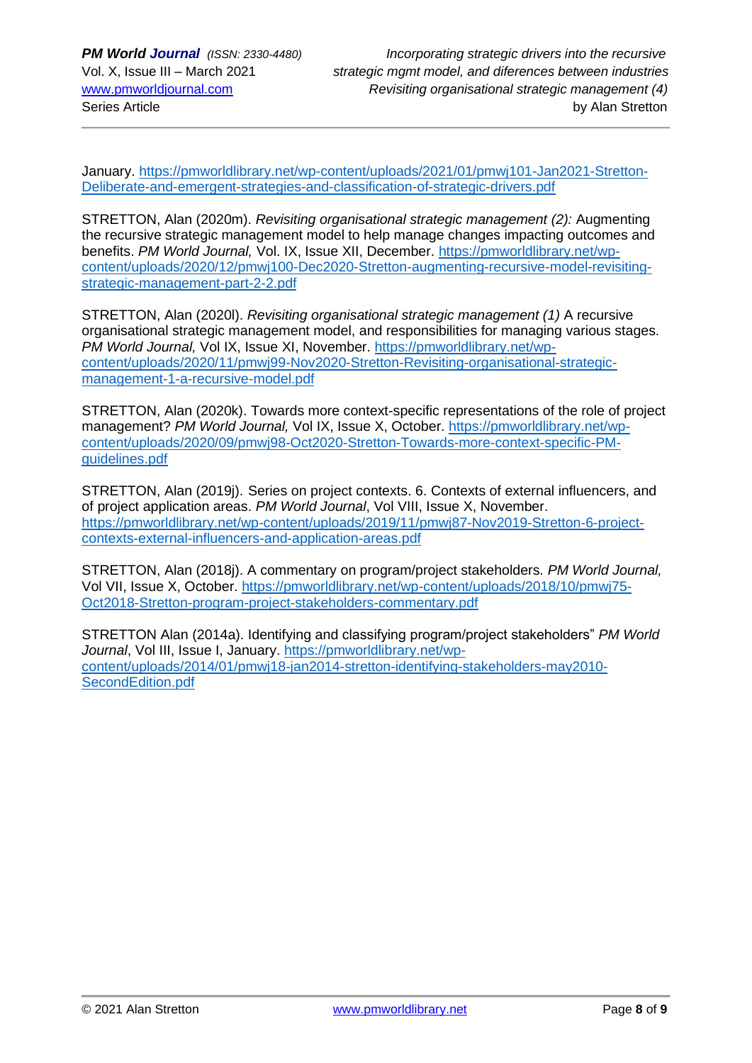January. https://pmworldlibrary.net/wp-content/uploads/2021/01/pmwj101-Jan2021-Stretton-Deliberate-and-emergent-strategies-and-classification-of-strategic-drivers.pdf

STRETTON, Alan (2020m). *Revisiting organisational strategic management (2):* Augmenting the recursive strategic management model to help manage changes impacting outcomes and benefits. *PM World Journal,* Vol. IX, Issue XII, December. https://pmworldlibrary.net/wp-content/uploads/2020/12/pmwj100-Dec2020-Stretton-augmenting-recursive-model-revisiting-strategic-management-part-2-2.pdf

STRETTON, Alan (2020l). *Revisiting organisational strategic management (1)* A recursive organisational strategic management model, and responsibilities for managing various stages. *PM World Journal,* Vol IX, Issue XI, November. https://pmworldlibrary.net/wp-content/uploads/2020/11/pmwj99-Nov2020-Stretton-Revisiting-organisational-strategic-management-1-a-recursive-model.pdf

STRETTON, Alan (2020k). Towards more context-specific representations of the role of project management? *PM World Journal,* Vol IX, Issue X, October. https://pmworldlibrary.net/wp-content/uploads/2020/09/pmwj98-Oct2020-Stretton-Towards-more-context-specific-PM-guidelines.pdf

STRETTON, Alan (2019j). Series on project contexts. 6. Contexts of external influencers, and of project application areas. *PM World Journal*, Vol VIII, Issue X, November. https://pmworldlibrary.net/wp-content/uploads/2019/11/pmwj87-Nov2019-Stretton-6-project-contexts-external-influencers-and-application-areas.pdf

STRETTON, Alan (2018j). A commentary on program/project stakeholders. *PM World Journal,* Vol VII, Issue X, October. https://pmworldlibrary.net/wp-content/uploads/2018/10/pmwj75-Oct2018-Stretton-program-project-stakeholders-commentary.pdf

STRETTON Alan (2014a). Identifying and classifying program/project stakeholders" *PM World Journal*, Vol III, Issue I, January. https://pmworldlibrary.net/wp-content/uploads/2014/01/pmwj18-jan2014-stretton-identifying-stakeholders-may2010-SecondEdition.pdf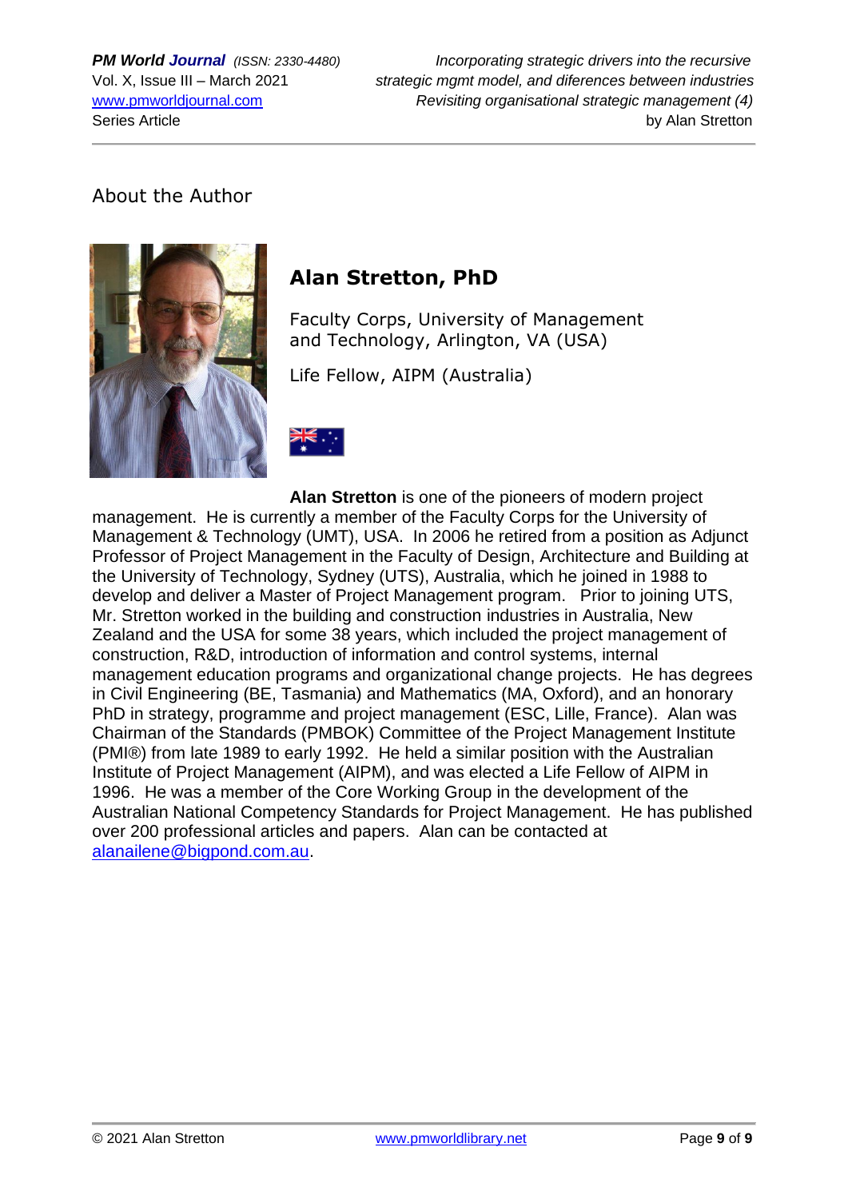## About the Author

### Alan Stretton, PhD

Faculty Corps, University of Management and Technology, Arlington, VA (USA)

Life Fellow, AIPM (Australia)

**Alan Stretton** is one of the pioneers of modern project management. He is currently a member of the Faculty Corps for the University of Management & Technology (UMT), USA. In 2006 he retired from a position as Adjunct Professor of Project Management in the Faculty of Design, Architecture and Building at the University of Technology, Sydney (UTS), Australia, which he joined in 1988 to develop and deliver a Master of Project Management program. Prior to joining UTS, Mr. Stretton worked in the building and construction industries in Australia, New Zealand and the USA for some 38 years, which included the project management of construction, R&D, introduction of information and control systems, internal management education programs and organizational change projects. He has degrees in Civil Engineering (BE, Tasmania) and Mathematics (MA, Oxford), and an honorary PhD in strategy, programme and project management (ESC, Lille, France). Alan was Chairman of the Standards (PMBOK) Committee of the Project Management Institute (PMI®) from late 1989 to early 1992. He held a similar position with the Australian Institute of Project Management (AIPM), and was elected a Life Fellow of AIPM in 1996. He was a member of the Core Working Group in the development of the Australian National Competency Standards for Project Management. He has published over 200 professional articles and papers. Alan can be contacted at alanailene@bigpond.com.au.